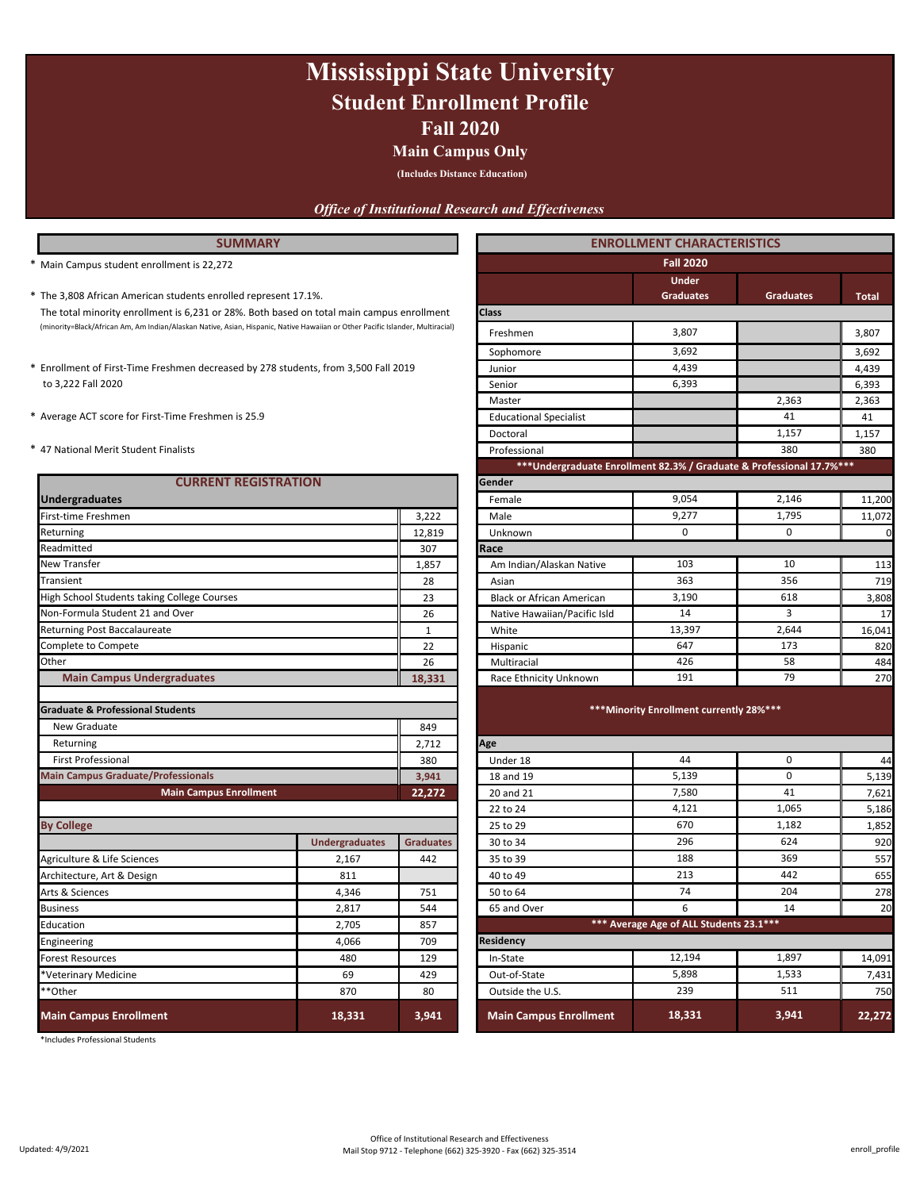# Mississippi State University

## Student Enrollment Profile

## Fall 2020

### Main Campus Only

**(Includes Distance Education)**

*Office of Institutional Research and Effectiveness*

## SUMMARY

* Main Campus student enrollment is 22,272

* The 3,808 African American students enrolled represent 17.1%.
  The total minority enrollment is 6,231 or 28%. Both based on total main campus enrollment
  (minority=Black/African Am, Am Indian/Alaskan Native, Asian, Hispanic, Native Hawaiian or Other Pacific Islander, Multiracial)

* Enrollment of First-Time Freshmen decreased by 278 students, from 3,500 Fall 2019 to 3,222 Fall 2020

* Average ACT score for First-Time Freshmen is 25.9

* 47 National Merit Student Finalists

## CURRENT REGISTRATION

| Undergraduates | |
|---|---|
| First-time Freshmen | 3,222 |
| Returning | 12,819 |
| Readmitted | 307 |
| New Transfer | 1,857 |
| Transient | 28 |
| High School Students taking College Courses | 23 |
| Non-Formula Student 21 and Over | 26 |
| Returning Post Baccalaureate | 1 |
| Complete to Compete | 22 |
| Other | 26 |
| **Main Campus Undergraduates** | **18,331** |

| Graduate & Professional Students | |
|---|---|
| New Graduate | 849 |
| Returning | 2,712 |
| First Professional | 380 |
| **Main Campus Graduate/Professionals** | **3,941** |
| **Main Campus Enrollment** | **22,272** |

| By College | Undergraduates | Graduates |
|---|---|---|
| Agriculture & Life Sciences | 2,167 | 442 |
| Architecture, Art & Design | 811 | |
| Arts & Sciences | 4,346 | 751 |
| Business | 2,817 | 544 |
| Education | 2,705 | 857 |
| Engineering | 4,066 | 709 |
| Forest Resources | 480 | 129 |
| *Veterinary Medicine | 69 | 429 |
| **Other | 870 | 80 |
| **Main Campus Enrollment** | **18,331** | **3,941** |

*Includes Professional Students

## ENROLLMENT CHARACTERISTICS

| Fall 2020 | Under Graduates | Graduates | Total |
|---|---|---|---|
| **Class** | | | |
| Freshmen | 3,807 | | 3,807 |
| Sophomore | 3,692 | | 3,692 |
| Junior | 4,439 | | 4,439 |
| Senior | 6,393 | | 6,393 |
| Master | | 2,363 | 2,363 |
| Educational Specialist | | 41 | 41 |
| Doctoral | | 1,157 | 1,157 |
| Professional | | 380 | 380 |
| ***Undergraduate Enrollment 82.3% / Graduate & Professional 17.7%*** | | | |
| **Gender** | | | |
| Female | 9,054 | 2,146 | 11,200 |
| Male | 9,277 | 1,795 | 11,072 |
| Unknown | 0 | 0 | 0 |
| **Race** | | | |
| Am Indian/Alaskan Native | 103 | 10 | 113 |
| Asian | 363 | 356 | 719 |
| Black or African American | 3,190 | 618 | 3,808 |
| Native Hawaiian/Pacific Isld | 14 | 3 | 17 |
| White | 13,397 | 2,644 | 16,041 |
| Hispanic | 647 | 173 | 820 |
| Multiracial | 426 | 58 | 484 |
| Race Ethnicity Unknown | 191 | 79 | 270 |
| ***Minority Enrollment currently 28%*** | | | |
| **Age** | | | |
| Under 18 | 44 | 0 | 44 |
| 18 and 19 | 5,139 | 0 | 5,139 |
| 20 and 21 | 7,580 | 41 | 7,621 |
| 22 to 24 | 4,121 | 1,065 | 5,186 |
| 25 to 29 | 670 | 1,182 | 1,852 |
| 30 to 34 | 296 | 624 | 920 |
| 35 to 39 | 188 | 369 | 557 |
| 40 to 49 | 213 | 442 | 655 |
| 50 to 64 | 74 | 204 | 278 |
| 65 and Over | 6 | 14 | 20 |
| *** Average Age of ALL Students 23.1*** | | | |
| **Residency** | | | |
| In-State | 12,194 | 1,897 | 14,091 |
| Out-of-State | 5,898 | 1,533 | 7,431 |
| Outside the U.S. | 239 | 511 | 750 |
| **Main Campus Enrollment** | **18,331** | **3,941** | **22,272** |

Updated: 4/9/2021

Office of Institutional Research and Effectiveness
Mail Stop 9712 - Telephone (662) 325-3920 - Fax (662) 325-3514

enroll_profile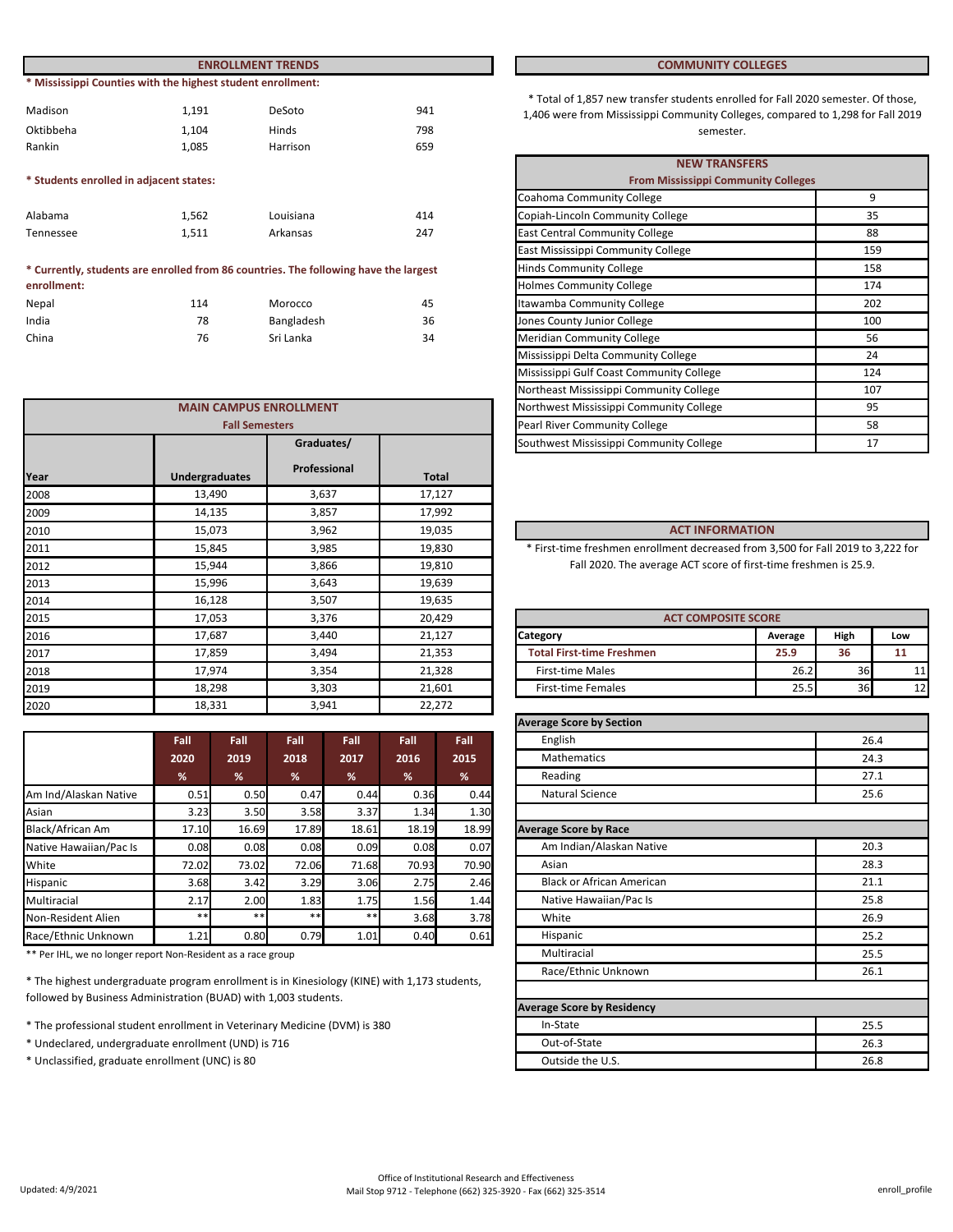## ENROLLMENT TRENDS

**\* Mississippi Counties with the highest student enrollment:**

| | | | |
|---|---|---|---|
| Madison | 1,191 | DeSoto | 941 |
| Oktibbeha | 1,104 | Hinds | 798 |
| Rankin | 1,085 | Harrison | 659 |

**\* Students enrolled in adjacent states:**

| | | | |
|---|---|---|---|
| Alabama | 1,562 | Louisiana | 414 |
| Tennessee | 1,511 | Arkansas | 247 |

**\* Currently, students are enrolled from 86 countries. The following have the largest enrollment:**

| | | | |
|---|---|---|---|
| Nepal | 114 | Morocco | 45 |
| India | 78 | Bangladesh | 36 |
| China | 76 | Sri Lanka | 34 |

### MAIN CAMPUS ENROLLMENT
**Fall Semesters**

| Year | Undergraduates | Graduates/ Professional | Total |
|---|---|---|---|
| 2008 | 13,490 | 3,637 | 17,127 |
| 2009 | 14,135 | 3,857 | 17,992 |
| 2010 | 15,073 | 3,962 | 19,035 |
| 2011 | 15,845 | 3,985 | 19,830 |
| 2012 | 15,944 | 3,866 | 19,810 |
| 2013 | 15,996 | 3,643 | 19,639 |
| 2014 | 16,128 | 3,507 | 19,635 |
| 2015 | 17,053 | 3,376 | 20,429 |
| 2016 | 17,687 | 3,440 | 21,127 |
| 2017 | 17,859 | 3,494 | 21,353 |
| 2018 | 17,974 | 3,354 | 21,328 |
| 2019 | 18,298 | 3,303 | 21,601 |
| 2020 | 18,331 | 3,941 | 22,272 |

| | Fall 2020 % | Fall 2019 % | Fall 2018 % | Fall 2017 % | Fall 2016 % | Fall 2015 % |
|---|---|---|---|---|---|---|
| Am Ind/Alaskan Native | 0.51 | 0.50 | 0.47 | 0.44 | 0.36 | 0.44 |
| Asian | 3.23 | 3.50 | 3.58 | 3.37 | 1.34 | 1.30 |
| Black/African Am | 17.10 | 16.69 | 17.89 | 18.61 | 18.19 | 18.99 |
| Native Hawaiian/Pac Is | 0.08 | 0.08 | 0.08 | 0.09 | 0.08 | 0.07 |
| White | 72.02 | 73.02 | 72.06 | 71.68 | 70.93 | 70.90 |
| Hispanic | 3.68 | 3.42 | 3.29 | 3.06 | 2.75 | 2.46 |
| Multiracial | 2.17 | 2.00 | 1.83 | 1.75 | 1.56 | 1.44 |
| Non-Resident Alien | ** | ** | ** | ** | 3.68 | 3.78 |
| Race/Ethnic Unknown | 1.21 | 0.80 | 0.79 | 1.01 | 0.40 | 0.61 |

** Per IHL, we no longer report Non-Resident as a race group

\* The highest undergraduate program enrollment is in Kinesiology (KINE) with 1,173 students, followed by Business Administration (BUAD) with 1,003 students.

\* The professional student enrollment in Veterinary Medicine (DVM) is 380

\* Undeclared, undergraduate enrollment (UND) is 716

\* Unclassified, graduate enrollment (UNC) is 80

## COMMUNITY COLLEGES

\* Total of 1,857 new transfer students enrolled for Fall 2020 semester. Of those, 1,406 were from Mississippi Community Colleges, compared to 1,298 for Fall 2019 semester.

| NEW TRANSFERS From Mississippi Community Colleges | |
|---|---|
| Coahoma Community College | 9 |
| Copiah-Lincoln Community College | 35 |
| East Central Community College | 88 |
| East Mississippi Community College | 159 |
| Hinds Community College | 158 |
| Holmes Community College | 174 |
| Itawamba Community College | 202 |
| Jones County Junior College | 100 |
| Meridian Community College | 56 |
| Mississippi Delta Community College | 24 |
| Mississippi Gulf Coast Community College | 124 |
| Northeast Mississippi Community College | 107 |
| Northwest Mississippi Community College | 95 |
| Pearl River Community College | 58 |
| Southwest Mississippi Community College | 17 |

## ACT INFORMATION

\* First-time freshmen enrollment decreased from 3,500 for Fall 2019 to 3,222 for Fall 2020. The average ACT score of first-time freshmen is 25.9.

| ACT COMPOSITE SCORE | | | |
|---|---|---|---|
| Category | Average | High | Low |
| **Total First-time Freshmen** | **25.9** | **36** | **11** |
| First-time Males | 26.2 | 36 | 11 |
| First-time Females | 25.5 | 36 | 12 |

| Average Score by Section | |
|---|---|
| English | 26.4 |
| Mathematics | 24.3 |
| Reading | 27.1 |
| Natural Science | 25.6 |

| Average Score by Race | |
|---|---|
| Am Indian/Alaskan Native | 20.3 |
| Asian | 28.3 |
| Black or African American | 21.1 |
| Native Hawaiian/Pac Is | 25.8 |
| White | 26.9 |
| Hispanic | 25.2 |
| Multiracial | 25.5 |
| Race/Ethnic Unknown | 26.1 |

| Average Score by Residency | |
|---|---|
| In-State | 25.5 |
| Out-of-State | 26.3 |
| Outside the U.S. | 26.8 |

Updated: 4/9/2021

Office of Institutional Research and Effectiveness
Mail Stop 9712 - Telephone (662) 325-3920 - Fax (662) 325-3514

enroll_profile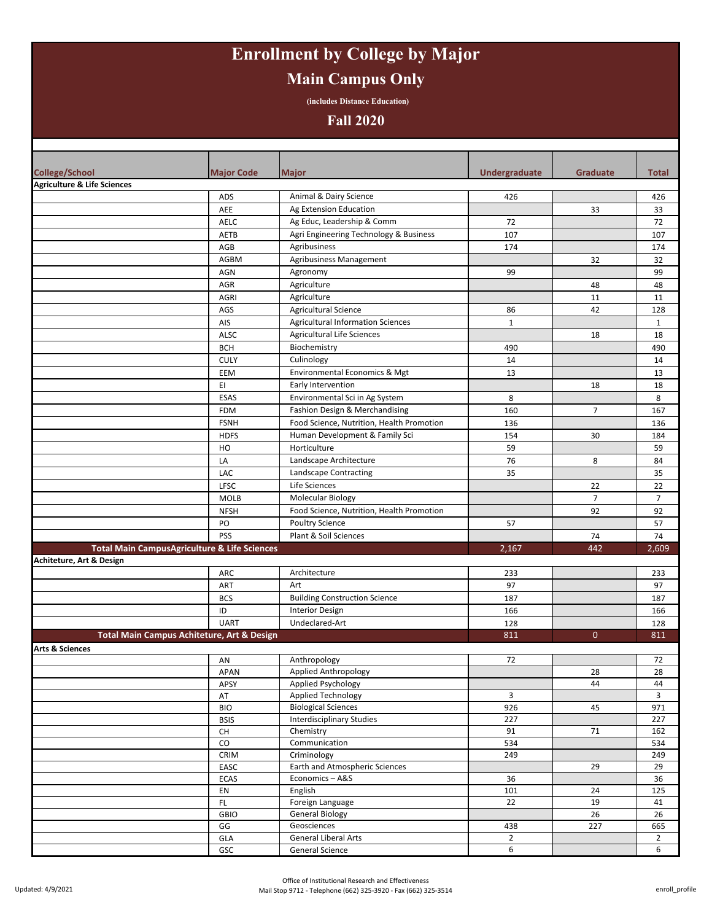# Enrollment by College by Major

## Main Campus Only

**(includes Distance Education)**

## Fall 2020

| College/School | Major Code | Major | Undergraduate | Graduate | Total |
|---|---|---|---|---|---|
| **Agriculture & Life Sciences** | | | | | |
| | ADS | Animal & Dairy Science | 426 | | 426 |
| | AEE | Ag Extension Education | | 33 | 33 |
| | AELC | Ag Educ, Leadership & Comm | 72 | | 72 |
| | AETB | Agri Engineering Technology & Business | 107 | | 107 |
| | AGB | Agribusiness | 174 | | 174 |
| | AGBM | Agribusiness Management | | 32 | 32 |
| | AGN | Agronomy | 99 | | 99 |
| | AGR | Agriculture | | 48 | 48 |
| | AGRI | Agriculture | | 11 | 11 |
| | AGS | Agricultural Science | 86 | 42 | 128 |
| | AIS | Agricultural Information Sciences | 1 | | 1 |
| | ALSC | Agricultural Life Sciences | | 18 | 18 |
| | BCH | Biochemistry | 490 | | 490 |
| | CULY | Culinology | 14 | | 14 |
| | EEM | Environmental Economics & Mgt | 13 | | 13 |
| | EI | Early Intervention | | 18 | 18 |
| | ESAS | Environmental Sci in Ag System | 8 | | 8 |
| | FDM | Fashion Design & Merchandising | 160 | 7 | 167 |
| | FSNH | Food Science, Nutrition, Health Promotion | 136 | | 136 |
| | HDFS | Human Development & Family Sci | 154 | 30 | 184 |
| | HO | Horticulture | 59 | | 59 |
| | LA | Landscape Architecture | 76 | 8 | 84 |
| | LAC | Landscape Contracting | 35 | | 35 |
| | LFSC | Life Sciences | | 22 | 22 |
| | MOLB | Molecular Biology | | 7 | 7 |
| | NFSH | Food Science, Nutrition, Health Promotion | | 92 | 92 |
| | PO | Poultry Science | 57 | | 57 |
| | PSS | Plant & Soil Sciences | | 74 | 74 |
| **Total Main CampusAgriculture & Life Sciences** | | | 2,167 | 442 | 2,609 |
| **Achiteture, Art & Design** | | | | | |
| | ARC | Architecture | 233 | | 233 |
| | ART | Art | 97 | | 97 |
| | BCS | Building Construction Science | 187 | | 187 |
| | ID | Interior Design | 166 | | 166 |
| | UART | Undeclared-Art | 128 | | 128 |
| **Total Main Campus Achiteture, Art & Design** | | | 811 | 0 | 811 |
| **Arts & Sciences** | | | | | |
| | AN | Anthropology | 72 | | 72 |
| | APAN | Applied Anthropology | | 28 | 28 |
| | APSY | Applied Psychology | | 44 | 44 |
| | AT | Applied Technology | 3 | | 3 |
| | BIO | Biological Sciences | 926 | 45 | 971 |
| | BSIS | Interdisciplinary Studies | 227 | | 227 |
| | CH | Chemistry | 91 | 71 | 162 |
| | CO | Communication | 534 | | 534 |
| | CRIM | Criminology | 249 | | 249 |
| | EASC | Earth and Atmospheric Sciences | | 29 | 29 |
| | ECAS | Economics – A&S | 36 | | 36 |
| | EN | English | 101 | 24 | 125 |
| | FL | Foreign Language | 22 | 19 | 41 |
| | GBIO | General Biology | | 26 | 26 |
| | GG | Geosciences | 438 | 227 | 665 |
| | GLA | General Liberal Arts | 2 | | 2 |
| | GSC | General Science | 6 | | 6 |

Updated: 4/9/2021

Office of Institutional Research and Effectiveness
Mail Stop 9712 - Telephone (662) 325-3920 - Fax (662) 325-3514

enroll_profile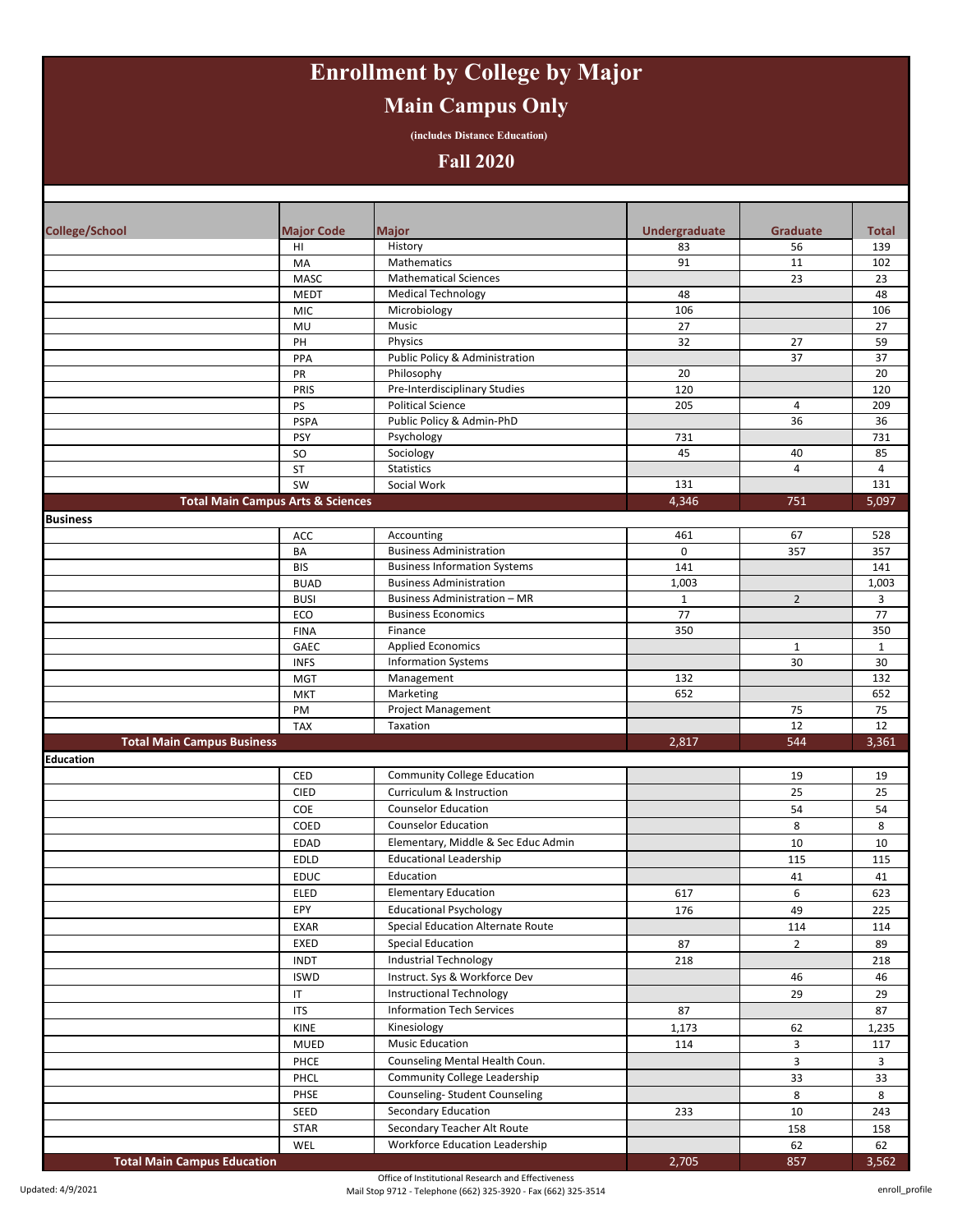# Enrollment by College by Major

## Main Campus Only

(includes Distance Education)

## Fall 2020

| College/School | Major Code | Major | Undergraduate | Graduate | Total |
|---|---|---|---|---|---|
| | HI | History | 83 | 56 | 139 |
| | MA | Mathematics | 91 | 11 | 102 |
| | MASC | Mathematical Sciences | | 23 | 23 |
| | MEDT | Medical Technology | 48 | | 48 |
| | MIC | Microbiology | 106 | | 106 |
| | MU | Music | 27 | | 27 |
| | PH | Physics | 32 | 27 | 59 |
| | PPA | Public Policy & Administration | | 37 | 37 |
| | PR | Philosophy | 20 | | 20 |
| | PRIS | Pre-Interdisciplinary Studies | 120 | | 120 |
| | PS | Political Science | 205 | 4 | 209 |
| | PSPA | Public Policy & Admin-PhD | | 36 | 36 |
| | PSY | Psychology | 731 | | 731 |
| | SO | Sociology | 45 | 40 | 85 |
| | ST | Statistics | | 4 | 4 |
| | SW | Social Work | 131 | | 131 |
| **Total Main Campus Arts & Sciences** | | | **4,346** | **751** | **5,097** |
| **Business** | | | | | |
| | ACC | Accounting | 461 | 67 | 528 |
| | BA | Business Administration | 0 | 357 | 357 |
| | BIS | Business Information Systems | 141 | | 141 |
| | BUAD | Business Administration | 1,003 | | 1,003 |
| | BUSI | Business Administration – MR | 1 | 2 | 3 |
| | ECO | Business Economics | 77 | | 77 |
| | FINA | Finance | 350 | | 350 |
| | GAEC | Applied Economics | | 1 | 1 |
| | INFS | Information Systems | | 30 | 30 |
| | MGT | Management | 132 | | 132 |
| | MKT | Marketing | 652 | | 652 |
| | PM | Project Management | | 75 | 75 |
| | TAX | Taxation | | 12 | 12 |
| **Total Main Campus Business** | | | **2,817** | **544** | **3,361** |
| **Education** | | | | | |
| | CED | Community College Education | | 19 | 19 |
| | CIED | Curriculum & Instruction | | 25 | 25 |
| | COE | Counselor Education | | 54 | 54 |
| | COED | Counselor Education | | 8 | 8 |
| | EDAD | Elementary, Middle & Sec Educ Admin | | 10 | 10 |
| | EDLD | Educational Leadership | | 115 | 115 |
| | EDUC | Education | | 41 | 41 |
| | ELED | Elementary Education | 617 | 6 | 623 |
| | EPY | Educational Psychology | 176 | 49 | 225 |
| | EXAR | Special Education Alternate Route | | 114 | 114 |
| | EXED | Special Education | 87 | 2 | 89 |
| | INDT | Industrial Technology | 218 | | 218 |
| | ISWD | Instruct. Sys & Workforce Dev | | 46 | 46 |
| | IT | Instructional Technology | | 29 | 29 |
| | ITS | Information Tech Services | 87 | | 87 |
| | KINE | Kinesiology | 1,173 | 62 | 1,235 |
| | MUED | Music Education | 114 | 3 | 117 |
| | PHCE | Counseling Mental Health Coun. | | 3 | 3 |
| | PHCL | Community College Leadership | | 33 | 33 |
| | PHSE | Counseling- Student Counseling | | 8 | 8 |
| | SEED | Secondary Education | 233 | 10 | 243 |
| | STAR | Secondary Teacher Alt Route | | 158 | 158 |
| | WEL | Workforce Education Leadership | | 62 | 62 |
| **Total Main Campus Education** | | | **2,705** | **857** | **3,562** |

Office of Institutional Research and Effectiveness
Mail Stop 9712 - Telephone (662) 325-3920 - Fax (662) 325-3514

Updated: 4/9/2021

enroll_profile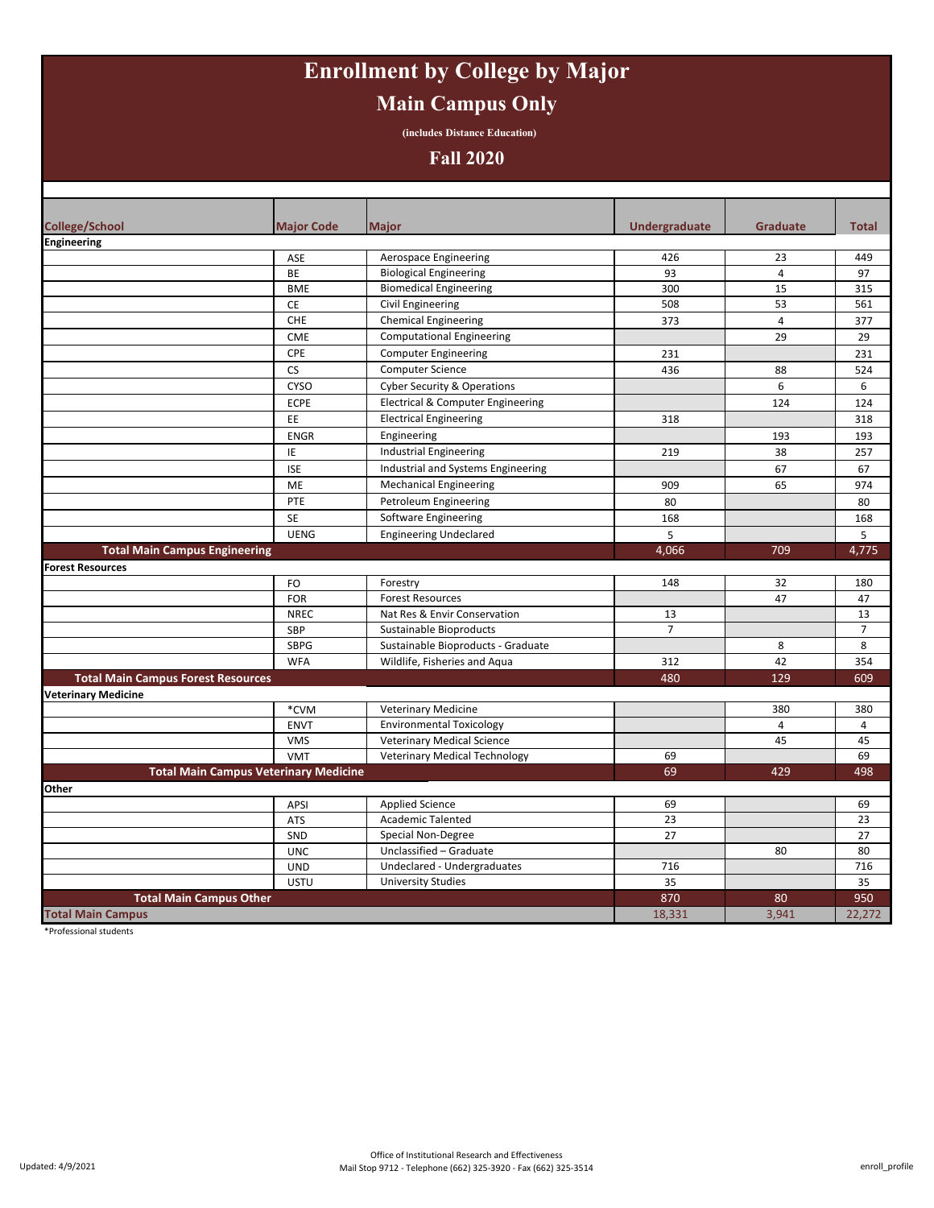# Enrollment by College by Major

## Main Campus Only

(includes Distance Education)

## Fall 2020

| College/School | Major Code | Major | Undergraduate | Graduate | Total |
|---|---|---|---|---|---|
| **Engineering** | | | | | |
| | ASE | Aerospace Engineering | 426 | 23 | 449 |
| | BE | Biological Engineering | 93 | 4 | 97 |
| | BME | Biomedical Engineering | 300 | 15 | 315 |
| | CE | Civil Engineering | 508 | 53 | 561 |
| | CHE | Chemical Engineering | 373 | 4 | 377 |
| | CME | Computational Engineering | | 29 | 29 |
| | CPE | Computer Engineering | 231 | | 231 |
| | CS | Computer Science | 436 | 88 | 524 |
| | CYSO | Cyber Security & Operations | | 6 | 6 |
| | ECPE | Electrical & Computer Engineering | | 124 | 124 |
| | EE | Electrical Engineering | 318 | | 318 |
| | ENGR | Engineering | | 193 | 193 |
| | IE | Industrial Engineering | 219 | 38 | 257 |
| | ISE | Industrial and Systems Engineering | | 67 | 67 |
| | ME | Mechanical Engineering | 909 | 65 | 974 |
| | PTE | Petroleum Engineering | 80 | | 80 |
| | SE | Software Engineering | 168 | | 168 |
| | UENG | Engineering Undeclared | 5 | | 5 |
| **Total Main Campus Engineering** | | | 4,066 | 709 | 4,775 |
| **Forest Resources** | | | | | |
| | FO | Forestry | 148 | 32 | 180 |
| | FOR | Forest Resources | | 47 | 47 |
| | NREC | Nat Res & Envir Conservation | 13 | | 13 |
| | SBP | Sustainable Bioproducts | 7 | | 7 |
| | SBPG | Sustainable Bioproducts - Graduate | | 8 | 8 |
| | WFA | Wildlife, Fisheries and Aqua | 312 | 42 | 354 |
| **Total Main Campus Forest Resources** | | | 480 | 129 | 609 |
| **Veterinary Medicine** | | | | | |
| | *CVM | Veterinary Medicine | | 380 | 380 |
| | ENVT | Environmental Toxicology | | 4 | 4 |
| | VMS | Veterinary Medical Science | | 45 | 45 |
| | VMT | Veterinary Medical Technology | 69 | | 69 |
| **Total Main Campus Veterinary Medicine** | | | 69 | 429 | 498 |
| **Other** | | | | | |
| | APSI | Applied Science | 69 | | 69 |
| | ATS | Academic Talented | 23 | | 23 |
| | SND | Special Non-Degree | 27 | | 27 |
| | UNC | Unclassified – Graduate | | 80 | 80 |
| | UND | Undeclared - Undergraduates | 716 | | 716 |
| | USTU | University Studies | 35 | | 35 |
| **Total Main Campus Other** | | | 870 | 80 | 950 |
| **Total Main Campus** | | | 18,331 | 3,941 | 22,272 |

*Professional students

Updated: 4/9/2021

Office of Institutional Research and Effectiveness
Mail Stop 9712 - Telephone (662) 325-3920 - Fax (662) 325-3514

enroll_profile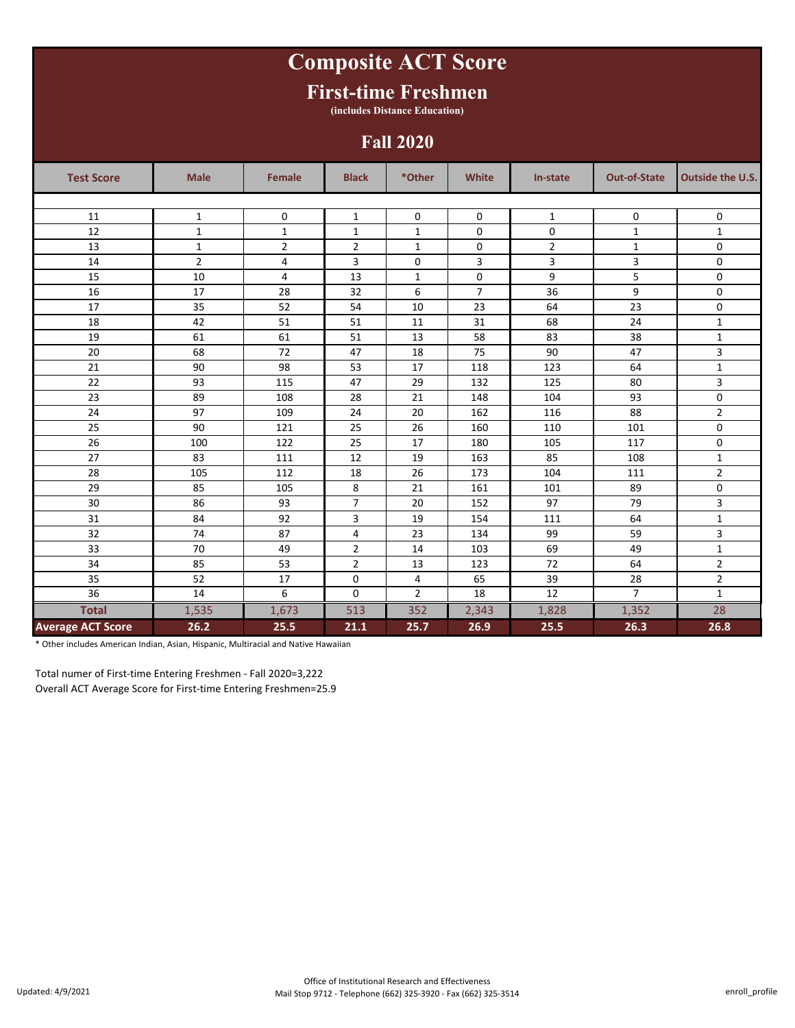# Composite ACT Score

## First-time Freshmen

(includes Distance Education)

## Fall 2020

| Test Score | Male | Female | Black | *Other | White | In-state | Out-of-State | Outside the U.S. |
|---|---|---|---|---|---|---|---|---|
| 11 | 1 | 0 | 1 | 0 | 0 | 1 | 0 | 0 |
| 12 | 1 | 1 | 1 | 1 | 0 | 0 | 1 | 1 |
| 13 | 1 | 2 | 2 | 1 | 0 | 2 | 1 | 0 |
| 14 | 2 | 4 | 3 | 0 | 3 | 3 | 3 | 0 |
| 15 | 10 | 4 | 13 | 1 | 0 | 9 | 5 | 0 |
| 16 | 17 | 28 | 32 | 6 | 7 | 36 | 9 | 0 |
| 17 | 35 | 52 | 54 | 10 | 23 | 64 | 23 | 0 |
| 18 | 42 | 51 | 51 | 11 | 31 | 68 | 24 | 1 |
| 19 | 61 | 61 | 51 | 13 | 58 | 83 | 38 | 1 |
| 20 | 68 | 72 | 47 | 18 | 75 | 90 | 47 | 3 |
| 21 | 90 | 98 | 53 | 17 | 118 | 123 | 64 | 1 |
| 22 | 93 | 115 | 47 | 29 | 132 | 125 | 80 | 3 |
| 23 | 89 | 108 | 28 | 21 | 148 | 104 | 93 | 0 |
| 24 | 97 | 109 | 24 | 20 | 162 | 116 | 88 | 2 |
| 25 | 90 | 121 | 25 | 26 | 160 | 110 | 101 | 0 |
| 26 | 100 | 122 | 25 | 17 | 180 | 105 | 117 | 0 |
| 27 | 83 | 111 | 12 | 19 | 163 | 85 | 108 | 1 |
| 28 | 105 | 112 | 18 | 26 | 173 | 104 | 111 | 2 |
| 29 | 85 | 105 | 8 | 21 | 161 | 101 | 89 | 0 |
| 30 | 86 | 93 | 7 | 20 | 152 | 97 | 79 | 3 |
| 31 | 84 | 92 | 3 | 19 | 154 | 111 | 64 | 1 |
| 32 | 74 | 87 | 4 | 23 | 134 | 99 | 59 | 3 |
| 33 | 70 | 49 | 2 | 14 | 103 | 69 | 49 | 1 |
| 34 | 85 | 53 | 2 | 13 | 123 | 72 | 64 | 2 |
| 35 | 52 | 17 | 0 | 4 | 65 | 39 | 28 | 2 |
| 36 | 14 | 6 | 0 | 2 | 18 | 12 | 7 | 1 |
| **Total** | 1,535 | 1,673 | 513 | 352 | 2,343 | 1,828 | 1,352 | 28 |
| **Average ACT Score** | **26.2** | **25.5** | **21.1** | **25.7** | **26.9** | **25.5** | **26.3** | **26.8** |

* Other includes American Indian, Asian, Hispanic, Multiracial and Native Hawaiian

Total numer of First-time Entering Freshmen - Fall 2020=3,222
Overall ACT Average Score for First-time Entering Freshmen=25.9

Updated: 4/9/2021

Office of Institutional Research and Effectiveness
Mail Stop 9712 - Telephone (662) 325-3920 - Fax (662) 325-3514

enroll_profile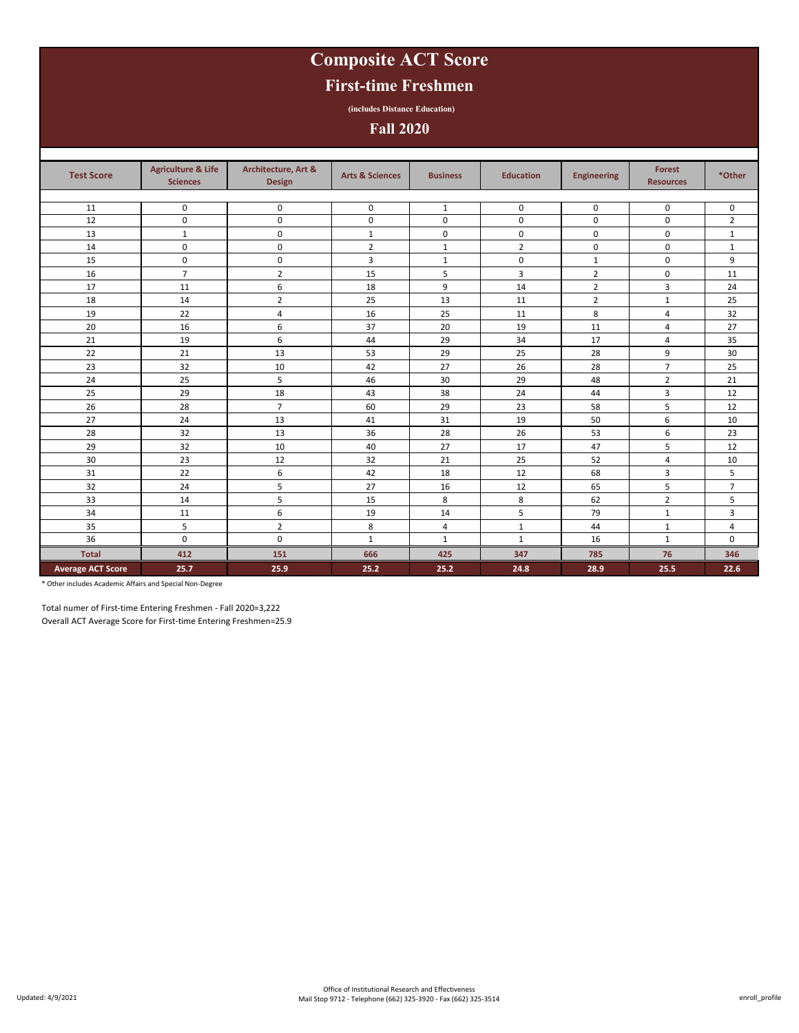# Composite ACT Score

## First-time Freshmen

(includes Distance Education)

## Fall 2020

| Test Score | Agriculture & Life Sciences | Architecture, Art & Design | Arts & Sciences | Business | Education | Engineering | Forest Resources | *Other |
|---|---|---|---|---|---|---|---|---|
| 11 | 0 | 0 | 0 | 1 | 0 | 0 | 0 | 0 |
| 12 | 0 | 0 | 0 | 0 | 0 | 0 | 0 | 2 |
| 13 | 1 | 0 | 1 | 0 | 0 | 0 | 0 | 1 |
| 14 | 0 | 0 | 2 | 1 | 2 | 0 | 0 | 1 |
| 15 | 0 | 0 | 3 | 1 | 0 | 1 | 0 | 9 |
| 16 | 7 | 2 | 15 | 5 | 3 | 2 | 0 | 11 |
| 17 | 11 | 6 | 18 | 9 | 14 | 2 | 3 | 24 |
| 18 | 14 | 2 | 25 | 13 | 11 | 2 | 1 | 25 |
| 19 | 22 | 4 | 16 | 25 | 11 | 8 | 4 | 32 |
| 20 | 16 | 6 | 37 | 20 | 19 | 11 | 4 | 27 |
| 21 | 19 | 6 | 44 | 29 | 34 | 17 | 4 | 35 |
| 22 | 21 | 13 | 53 | 29 | 25 | 28 | 9 | 30 |
| 23 | 32 | 10 | 42 | 27 | 26 | 28 | 7 | 25 |
| 24 | 25 | 5 | 46 | 30 | 29 | 48 | 2 | 21 |
| 25 | 29 | 18 | 43 | 38 | 24 | 44 | 3 | 12 |
| 26 | 28 | 7 | 60 | 29 | 23 | 58 | 5 | 12 |
| 27 | 24 | 13 | 41 | 31 | 19 | 50 | 6 | 10 |
| 28 | 32 | 13 | 36 | 28 | 26 | 53 | 6 | 23 |
| 29 | 32 | 10 | 40 | 27 | 17 | 47 | 5 | 12 |
| 30 | 23 | 12 | 32 | 21 | 25 | 52 | 4 | 10 |
| 31 | 22 | 6 | 42 | 18 | 12 | 68 | 3 | 5 |
| 32 | 24 | 5 | 27 | 16 | 12 | 65 | 5 | 7 |
| 33 | 14 | 5 | 15 | 8 | 8 | 62 | 2 | 5 |
| 34 | 11 | 6 | 19 | 14 | 5 | 79 | 1 | 3 |
| 35 | 5 | 2 | 8 | 4 | 1 | 44 | 1 | 4 |
| 36 | 0 | 0 | 1 | 1 | 1 | 16 | 1 | 0 |
| **Total** | **412** | **151** | **666** | **425** | **347** | **785** | **76** | **346** |
| **Average ACT Score** | **25.7** | **25.9** | **25.2** | **25.2** | **24.8** | **28.9** | **25.5** | **22.6** |

* Other includes Academic Affairs and Special Non-Degree

Total numer of First-time Entering Freshmen - Fall 2020=3,222

Overall ACT Average Score for First-time Entering Freshmen=25.9

Updated: 4/9/2021

Office of Institutional Research and Effectiveness
Mail Stop 9712 - Telephone (662) 325-3920 - Fax (662) 325-3514

enroll_profile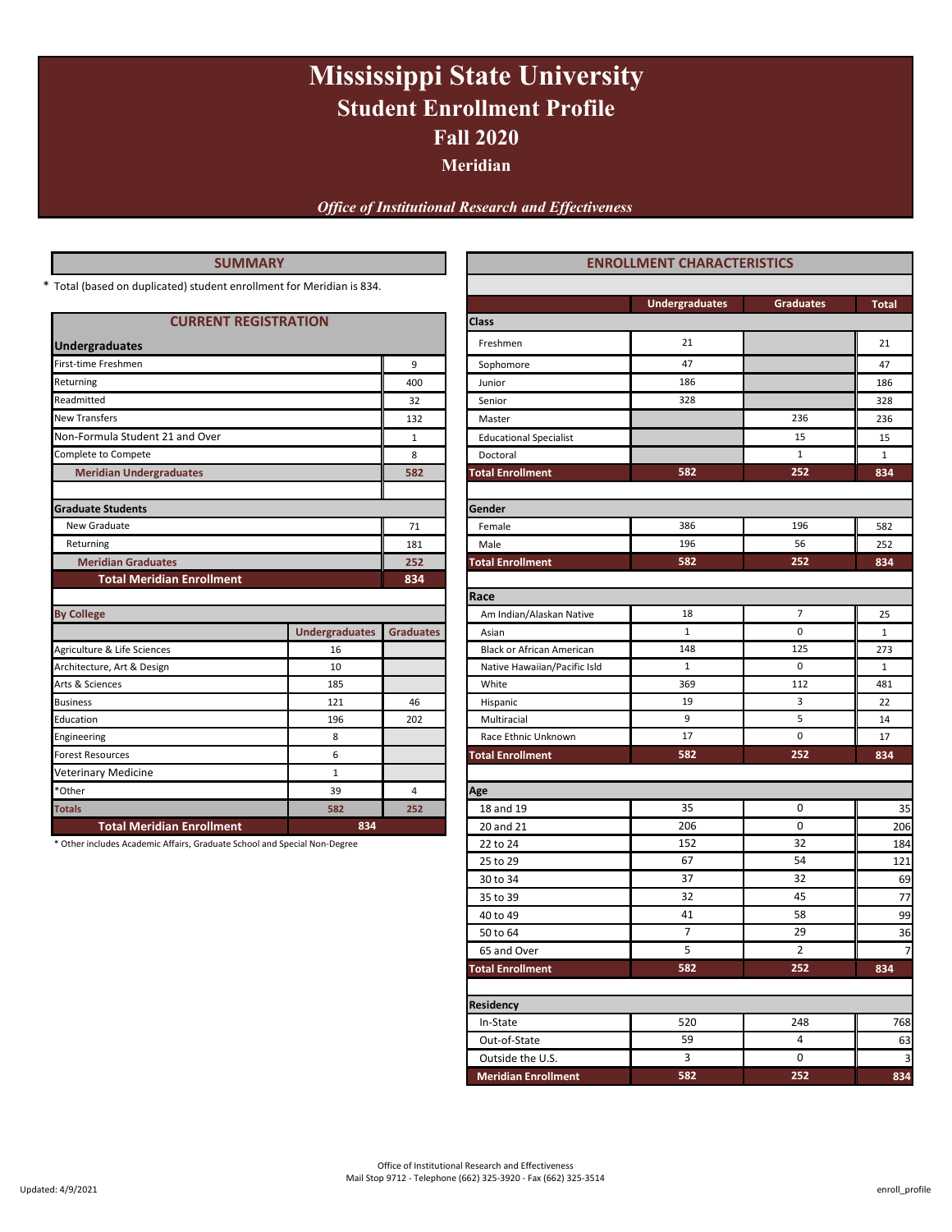# Mississippi State University

## Student Enrollment Profile

## Fall 2020

### Meridian

*Office of Institutional Research and Effectiveness*

## SUMMARY

* Total (based on duplicated) student enrollment for Meridian is 834.

| CURRENT REGISTRATION | |
|---|---|
| **Undergraduates** | |
| First-time Freshmen | 9 |
| Returning | 400 |
| Readmitted | 32 |
| New Transfers | 132 |
| Non-Formula Student 21 and Over | 1 |
| Complete to Compete | 8 |
| **Meridian Undergraduates** | **582** |
| | |
| **Graduate Students** | |
| New Graduate | 71 |
| Returning | 181 |
| **Meridian Graduates** | **252** |
| **Total Meridian Enrollment** | **834** |

| By College | Undergraduates | Graduates |
|---|---|---|
| Agriculture & Life Sciences | 16 | |
| Architecture, Art & Design | 10 | |
| Arts & Sciences | 185 | |
| Business | 121 | 46 |
| Education | 196 | 202 |
| Engineering | 8 | |
| Forest Resources | 6 | |
| Veterinary Medicine | 1 | |
| *Other | 39 | 4 |
| **Totals** | **582** | **252** |
| **Total Meridian Enrollment** | **834** | |

* Other includes Academic Affairs, Graduate School and Special Non-Degree

## ENROLLMENT CHARACTERISTICS

| | Undergraduates | Graduates | Total |
|---|---|---|---|
| **Class** | | | |
| Freshmen | 21 | | 21 |
| Sophomore | 47 | | 47 |
| Junior | 186 | | 186 |
| Senior | 328 | | 328 |
| Master | | 236 | 236 |
| Educational Specialist | | 15 | 15 |
| Doctoral | | 1 | 1 |
| **Total Enrollment** | **582** | **252** | **834** |
| **Gender** | | | |
| Female | 386 | 196 | 582 |
| Male | 196 | 56 | 252 |
| **Total Enrollment** | **582** | **252** | **834** |
| **Race** | | | |
| Am Indian/Alaskan Native | 18 | 7 | 25 |
| Asian | 1 | 0 | 1 |
| Black or African American | 148 | 125 | 273 |
| Native Hawaiian/Pacific Isld | 1 | 0 | 1 |
| White | 369 | 112 | 481 |
| Hispanic | 19 | 3 | 22 |
| Multiracial | 9 | 5 | 14 |
| Race Ethnic Unknown | 17 | 0 | 17 |
| **Total Enrollment** | **582** | **252** | **834** |
| **Age** | | | |
| 18 and 19 | 35 | 0 | 35 |
| 20 and 21 | 206 | 0 | 206 |
| 22 to 24 | 152 | 32 | 184 |
| 25 to 29 | 67 | 54 | 121 |
| 30 to 34 | 37 | 32 | 69 |
| 35 to 39 | 32 | 45 | 77 |
| 40 to 49 | 41 | 58 | 99 |
| 50 to 64 | 7 | 29 | 36 |
| 65 and Over | 5 | 2 | 7 |
| **Total Enrollment** | **582** | **252** | **834** |
| **Residency** | | | |
| In-State | 520 | 248 | 768 |
| Out-of-State | 59 | 4 | 63 |
| Outside the U.S. | 3 | 0 | 3 |
| **Meridian Enrollment** | **582** | **252** | **834** |

Office of Institutional Research and Effectiveness
Mail Stop 9712 - Telephone (662) 325-3920 - Fax (662) 325-3514

Updated: 4/9/2021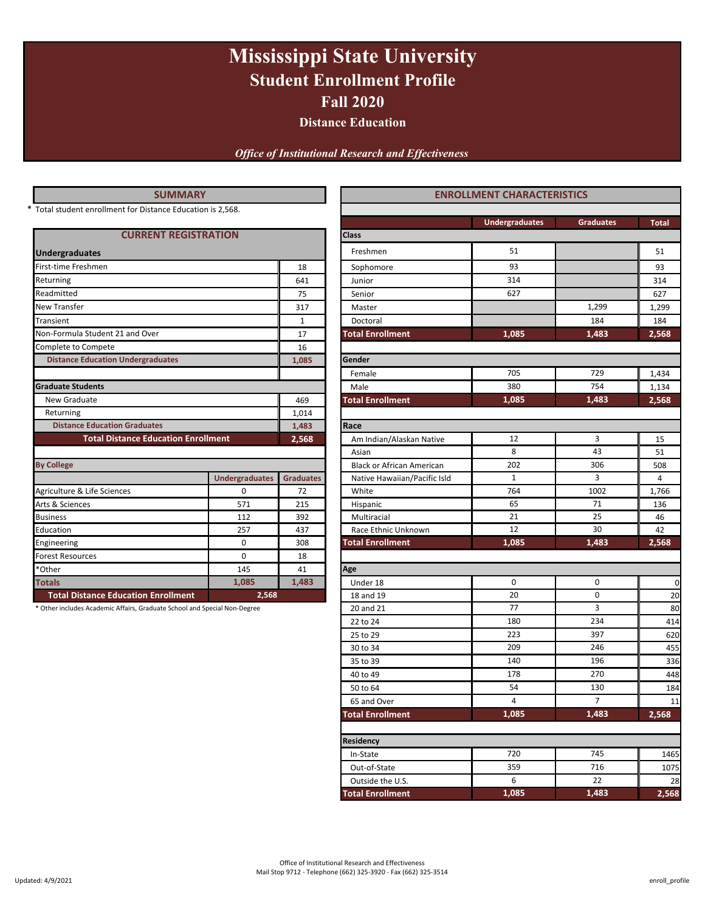# Mississippi State University
## Student Enrollment Profile
## Fall 2020
### Distance Education

*Office of Institutional Research and Effectiveness*

## SUMMARY

\* Total student enrollment for Distance Education is 2,568.

| CURRENT REGISTRATION | |
|---|---|
| **Undergraduates** | |
| First-time Freshmen | 18 |
| Returning | 641 |
| Readmitted | 75 |
| New Transfer | 317 |
| Transient | 1 |
| Non-Formula Student 21 and Over | 17 |
| Complete to Compete | 16 |
| **Distance Education Undergraduates** | **1,085** |
| **Graduate Students** | |
| New Graduate | 469 |
| Returning | 1,014 |
| **Distance Education Graduates** | **1,483** |
| **Total Distance Education Enrollment** | **2,568** |

**By College**

| | Undergraduates | Graduates |
|---|---|---|
| Agriculture & Life Sciences | 0 | 72 |
| Arts & Sciences | 571 | 215 |
| Business | 112 | 392 |
| Education | 257 | 437 |
| Engineering | 0 | 308 |
| Forest Resources | 0 | 18 |
| *Other | 145 | 41 |
| **Totals** | **1,085** | **1,483** |
| **Total Distance Education Enrollment** | **2,568** | |

\* Other includes Academic Affairs, Graduate School and Special Non-Degree

## ENROLLMENT CHARACTERISTICS

| | Undergraduates | Graduates | Total |
|---|---|---|---|
| **Class** | | | |
| Freshmen | 51 | | 51 |
| Sophomore | 93 | | 93 |
| Junior | 314 | | 314 |
| Senior | 627 | | 627 |
| Master | | 1,299 | 1,299 |
| Doctoral | | 184 | 184 |
| **Total Enrollment** | **1,085** | **1,483** | **2,568** |
| **Gender** | | | |
| Female | 705 | 729 | 1,434 |
| Male | 380 | 754 | 1,134 |
| **Total Enrollment** | **1,085** | **1,483** | **2,568** |
| **Race** | | | |
| Am Indian/Alaskan Native | 12 | 3 | 15 |
| Asian | 8 | 43 | 51 |
| Black or African American | 202 | 306 | 508 |
| Native Hawaiian/Pacific Isld | 1 | 3 | 4 |
| White | 764 | 1002 | 1,766 |
| Hispanic | 65 | 71 | 136 |
| Multiracial | 21 | 25 | 46 |
| Race Ethnic Unknown | 12 | 30 | 42 |
| **Total Enrollment** | **1,085** | **1,483** | **2,568** |
| **Age** | | | |
| Under 18 | 0 | 0 | 0 |
| 18 and 19 | 20 | 0 | 20 |
| 20 and 21 | 77 | 3 | 80 |
| 22 to 24 | 180 | 234 | 414 |
| 25 to 29 | 223 | 397 | 620 |
| 30 to 34 | 209 | 246 | 455 |
| 35 to 39 | 140 | 196 | 336 |
| 40 to 49 | 178 | 270 | 448 |
| 50 to 64 | 54 | 130 | 184 |
| 65 and Over | 4 | 7 | 11 |
| **Total Enrollment** | **1,085** | **1,483** | **2,568** |
| **Residency** | | | |
| In-State | 720 | 745 | 1465 |
| Out-of-State | 359 | 716 | 1075 |
| Outside the U.S. | 6 | 22 | 28 |
| **Total Enrollment** | **1,085** | **1,483** | **2,568** |

Office of Institutional Research and Effectiveness
Mail Stop 9712 - Telephone (662) 325-3920 - Fax (662) 325-3514

Updated: 4/9/2021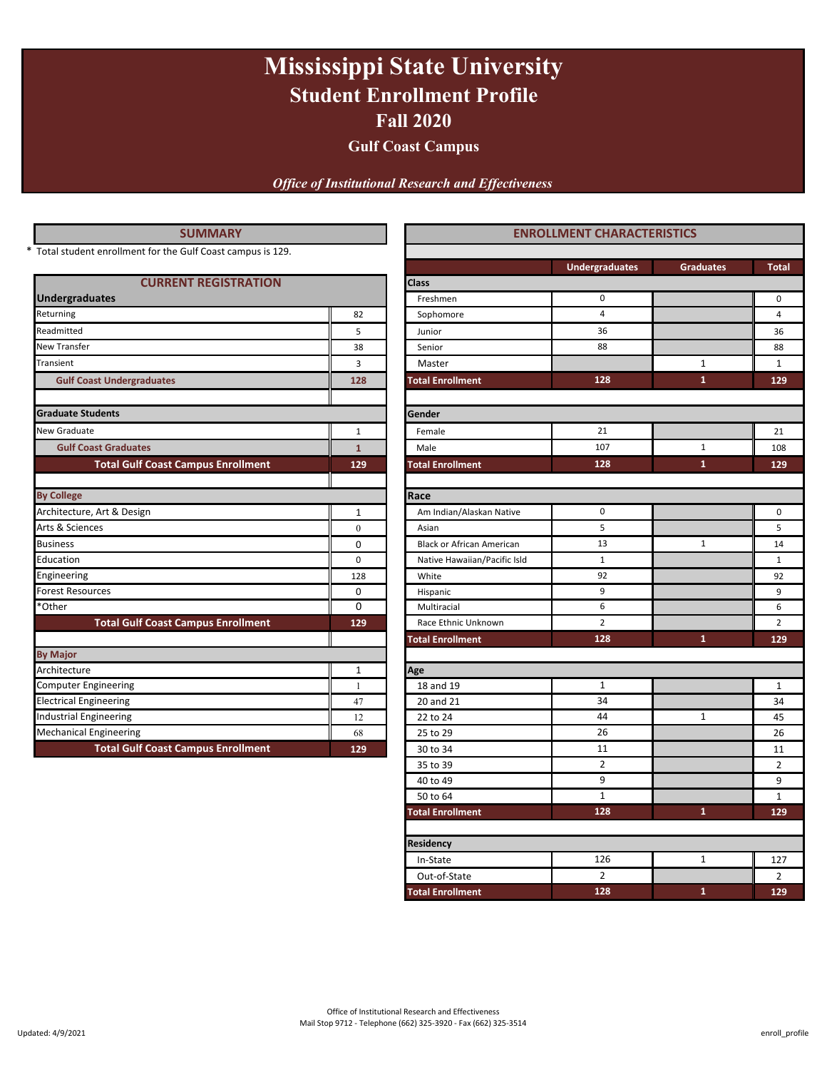# Mississippi State University

## Student Enrollment Profile

## Fall 2020

### Gulf Coast Campus

*Office of Institutional Research and Effectiveness*

## SUMMARY

\* Total student enrollment for the Gulf Coast campus is 129.

| CURRENT REGISTRATION | |
|---|---|
| **Undergraduates** | |
| Returning | 82 |
| Readmitted | 5 |
| New Transfer | 38 |
| Transient | 3 |
| **Gulf Coast Undergraduates** | **128** |
| | |
| **Graduate Students** | |
| New Graduate | 1 |
| **Gulf Coast Graduates** | **1** |
| **Total Gulf Coast Campus Enrollment** | **129** |
| | |
| **By College** | |
| Architecture, Art & Design | 1 |
| Arts & Sciences | 0 |
| Business | 0 |
| Education | 0 |
| Engineering | 128 |
| Forest Resources | 0 |
| *Other | 0 |
| **Total Gulf Coast Campus Enrollment** | **129** |
| | |
| **By Major** | |
| Architecture | 1 |
| Computer Engineering | 1 |
| Electrical Engineering | 47 |
| Industrial Engineering | 12 |
| Mechanical Engineering | 68 |
| **Total Gulf Coast Campus Enrollment** | **129** |

## ENROLLMENT CHARACTERISTICS

| | Undergraduates | Graduates | Total |
|---|---|---|---|
| **Class** | | | |
| Freshmen | 0 | | 0 |
| Sophomore | 4 | | 4 |
| Junior | 36 | | 36 |
| Senior | 88 | | 88 |
| Master | | 1 | 1 |
| **Total Enrollment** | **128** | **1** | **129** |
| | | | |
| **Gender** | | | |
| Female | 21 | | 21 |
| Male | 107 | 1 | 108 |
| **Total Enrollment** | **128** | **1** | **129** |
| | | | |
| **Race** | | | |
| Am Indian/Alaskan Native | 0 | | 0 |
| Asian | 5 | | 5 |
| Black or African American | 13 | 1 | 14 |
| Native Hawaiian/Pacific Isld | 1 | | 1 |
| White | 92 | | 92 |
| Hispanic | 9 | | 9 |
| Multiracial | 6 | | 6 |
| Race Ethnic Unknown | 2 | | 2 |
| **Total Enrollment** | **128** | **1** | **129** |
| | | | |
| **Age** | | | |
| 18 and 19 | 1 | | 1 |
| 20 and 21 | 34 | | 34 |
| 22 to 24 | 44 | 1 | 45 |
| 25 to 29 | 26 | | 26 |
| 30 to 34 | 11 | | 11 |
| 35 to 39 | 2 | | 2 |
| 40 to 49 | 9 | | 9 |
| 50 to 64 | 1 | | 1 |
| **Total Enrollment** | **128** | **1** | **129** |
| | | | |
| **Residency** | | | |
| In-State | 126 | 1 | 127 |
| Out-of-State | 2 | | 2 |
| **Total Enrollment** | **128** | **1** | **129** |

Office of Institutional Research and Effectiveness
Mail Stop 9712 - Telephone (662) 325-3920 - Fax (662) 325-3514

Updated: 4/9/2021